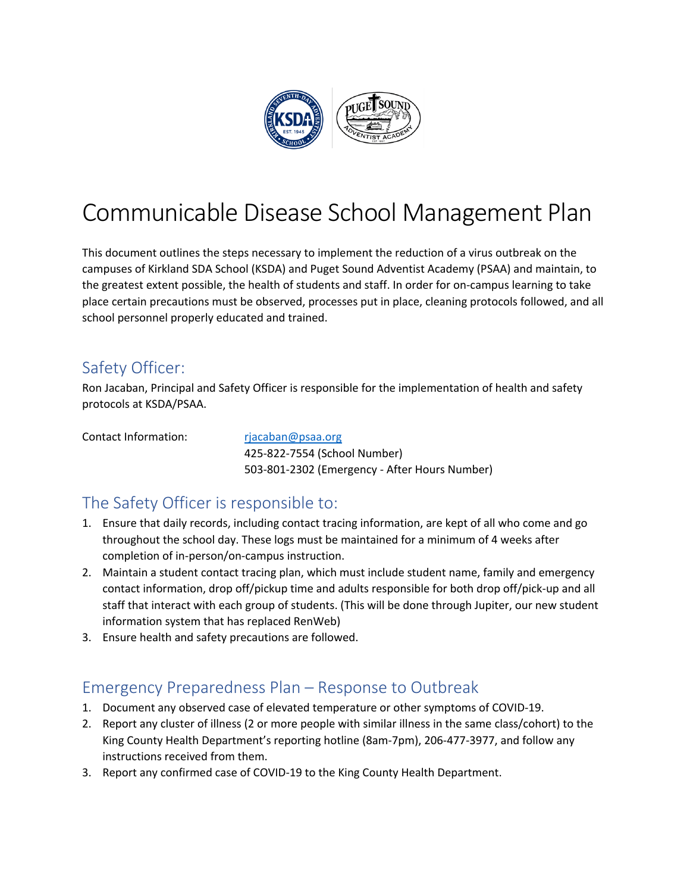# Communicable Disease School Management Plan

This document outlines the steps necessary to implement the reduction of a virus outbreak on the campuses of Kirkland SDA School (KSDA) and Puget Sound Adventist Academy (PSAA) and maintain, to the greatest extent possible, the health of students and staff. In order for on-campus learning to take place certain precautions must be observed, processes put in place, cleaning protocols followed, and all school personnel properly educated and trained.

## Safety Officer:

Ron Jacaban, Principal and Safety Officer is responsible for the implementation of health and safety protocols at KSDA/PSAA.

Contact Information:
rjacaban@psaa.org
425-822-7554 (School Number)
503-801-2302 (Emergency - After Hours Number)

## The Safety Officer is responsible to:

1. Ensure that daily records, including contact tracing information, are kept of all who come and go throughout the school day. These logs must be maintained for a minimum of 4 weeks after completion of in-person/on-campus instruction.
2. Maintain a student contact tracing plan, which must include student name, family and emergency contact information, drop off/pickup time and adults responsible for both drop off/pick-up and all staff that interact with each group of students. (This will be done through Jupiter, our new student information system that has replaced RenWeb)
3. Ensure health and safety precautions are followed.

## Emergency Preparedness Plan – Response to Outbreak

1. Document any observed case of elevated temperature or other symptoms of COVID-19.
2. Report any cluster of illness (2 or more people with similar illness in the same class/cohort) to the King County Health Department's reporting hotline (8am-7pm), 206-477-3977, and follow any instructions received from them.
3. Report any confirmed case of COVID-19 to the King County Health Department.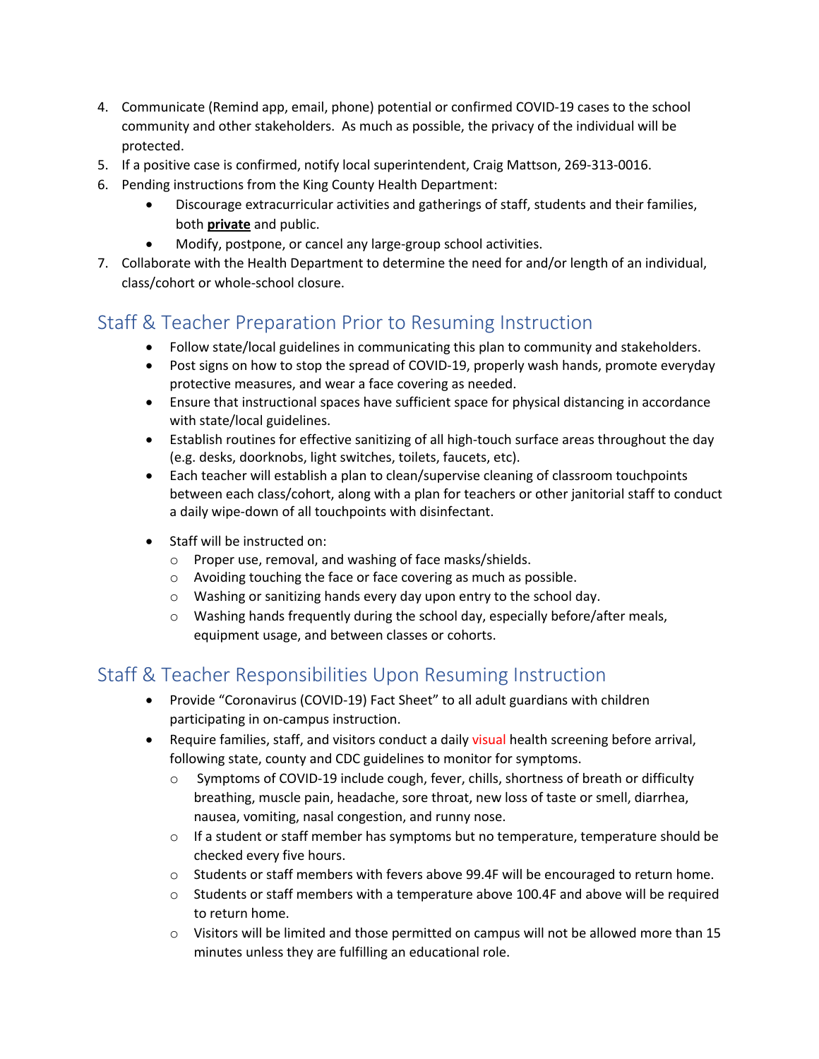4. Communicate (Remind app, email, phone) potential or confirmed COVID-19 cases to the school community and other stakeholders. As much as possible, the privacy of the individual will be protected.
5. If a positive case is confirmed, notify local superintendent, Craig Mattson, 269-313-0016.
6. Pending instructions from the King County Health Department:
   - Discourage extracurricular activities and gatherings of staff, students and their families, both **private** and public.
   - Modify, postpone, or cancel any large-group school activities.
7. Collaborate with the Health Department to determine the need for and/or length of an individual, class/cohort or whole-school closure.

## Staff & Teacher Preparation Prior to Resuming Instruction

- Follow state/local guidelines in communicating this plan to community and stakeholders.
- Post signs on how to stop the spread of COVID-19, properly wash hands, promote everyday protective measures, and wear a face covering as needed.
- Ensure that instructional spaces have sufficient space for physical distancing in accordance with state/local guidelines.
- Establish routines for effective sanitizing of all high-touch surface areas throughout the day (e.g. desks, doorknobs, light switches, toilets, faucets, etc).
- Each teacher will establish a plan to clean/supervise cleaning of classroom touchpoints between each class/cohort, along with a plan for teachers or other janitorial staff to conduct a daily wipe-down of all touchpoints with disinfectant.
- Staff will be instructed on:
  - Proper use, removal, and washing of face masks/shields.
  - Avoiding touching the face or face covering as much as possible.
  - Washing or sanitizing hands every day upon entry to the school day.
  - Washing hands frequently during the school day, especially before/after meals, equipment usage, and between classes or cohorts.

## Staff & Teacher Responsibilities Upon Resuming Instruction

- Provide "Coronavirus (COVID-19) Fact Sheet" to all adult guardians with children participating in on-campus instruction.
- Require families, staff, and visitors conduct a daily visual health screening before arrival, following state, county and CDC guidelines to monitor for symptoms.
  - Symptoms of COVID-19 include cough, fever, chills, shortness of breath or difficulty breathing, muscle pain, headache, sore throat, new loss of taste or smell, diarrhea, nausea, vomiting, nasal congestion, and runny nose.
  - If a student or staff member has symptoms but no temperature, temperature should be checked every five hours.
  - Students or staff members with fevers above 99.4F will be encouraged to return home.
  - Students or staff members with a temperature above 100.4F and above will be required to return home.
  - Visitors will be limited and those permitted on campus will not be allowed more than 15 minutes unless they are fulfilling an educational role.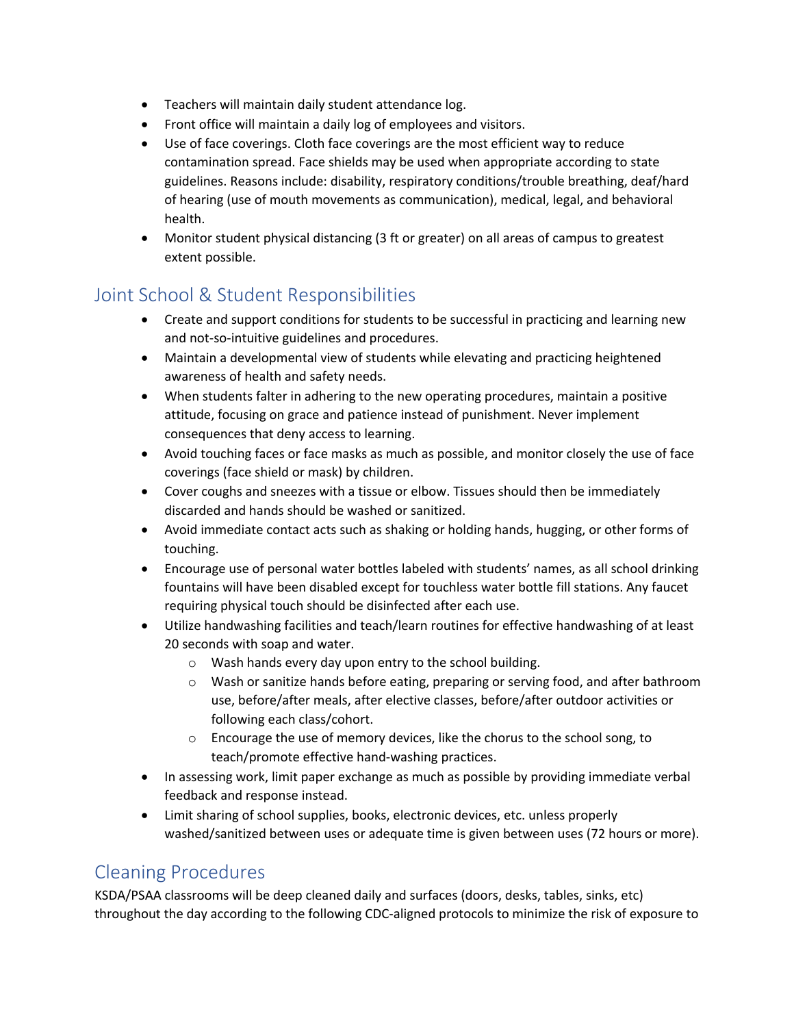- Teachers will maintain daily student attendance log.
- Front office will maintain a daily log of employees and visitors.
- Use of face coverings. Cloth face coverings are the most efficient way to reduce contamination spread. Face shields may be used when appropriate according to state guidelines. Reasons include: disability, respiratory conditions/trouble breathing, deaf/hard of hearing (use of mouth movements as communication), medical, legal, and behavioral health.
- Monitor student physical distancing (3 ft or greater) on all areas of campus to greatest extent possible.

## Joint School & Student Responsibilities

- Create and support conditions for students to be successful in practicing and learning new and not-so-intuitive guidelines and procedures.
- Maintain a developmental view of students while elevating and practicing heightened awareness of health and safety needs.
- When students falter in adhering to the new operating procedures, maintain a positive attitude, focusing on grace and patience instead of punishment. Never implement consequences that deny access to learning.
- Avoid touching faces or face masks as much as possible, and monitor closely the use of face coverings (face shield or mask) by children.
- Cover coughs and sneezes with a tissue or elbow. Tissues should then be immediately discarded and hands should be washed or sanitized.
- Avoid immediate contact acts such as shaking or holding hands, hugging, or other forms of touching.
- Encourage use of personal water bottles labeled with students' names, as all school drinking fountains will have been disabled except for touchless water bottle fill stations. Any faucet requiring physical touch should be disinfected after each use.
- Utilize handwashing facilities and teach/learn routines for effective handwashing of at least 20 seconds with soap and water.
  - Wash hands every day upon entry to the school building.
  - Wash or sanitize hands before eating, preparing or serving food, and after bathroom use, before/after meals, after elective classes, before/after outdoor activities or following each class/cohort.
  - Encourage the use of memory devices, like the chorus to the school song, to teach/promote effective hand-washing practices.
- In assessing work, limit paper exchange as much as possible by providing immediate verbal feedback and response instead.
- Limit sharing of school supplies, books, electronic devices, etc. unless properly washed/sanitized between uses or adequate time is given between uses (72 hours or more).

## Cleaning Procedures

KSDA/PSAA classrooms will be deep cleaned daily and surfaces (doors, desks, tables, sinks, etc) throughout the day according to the following CDC-aligned protocols to minimize the risk of exposure to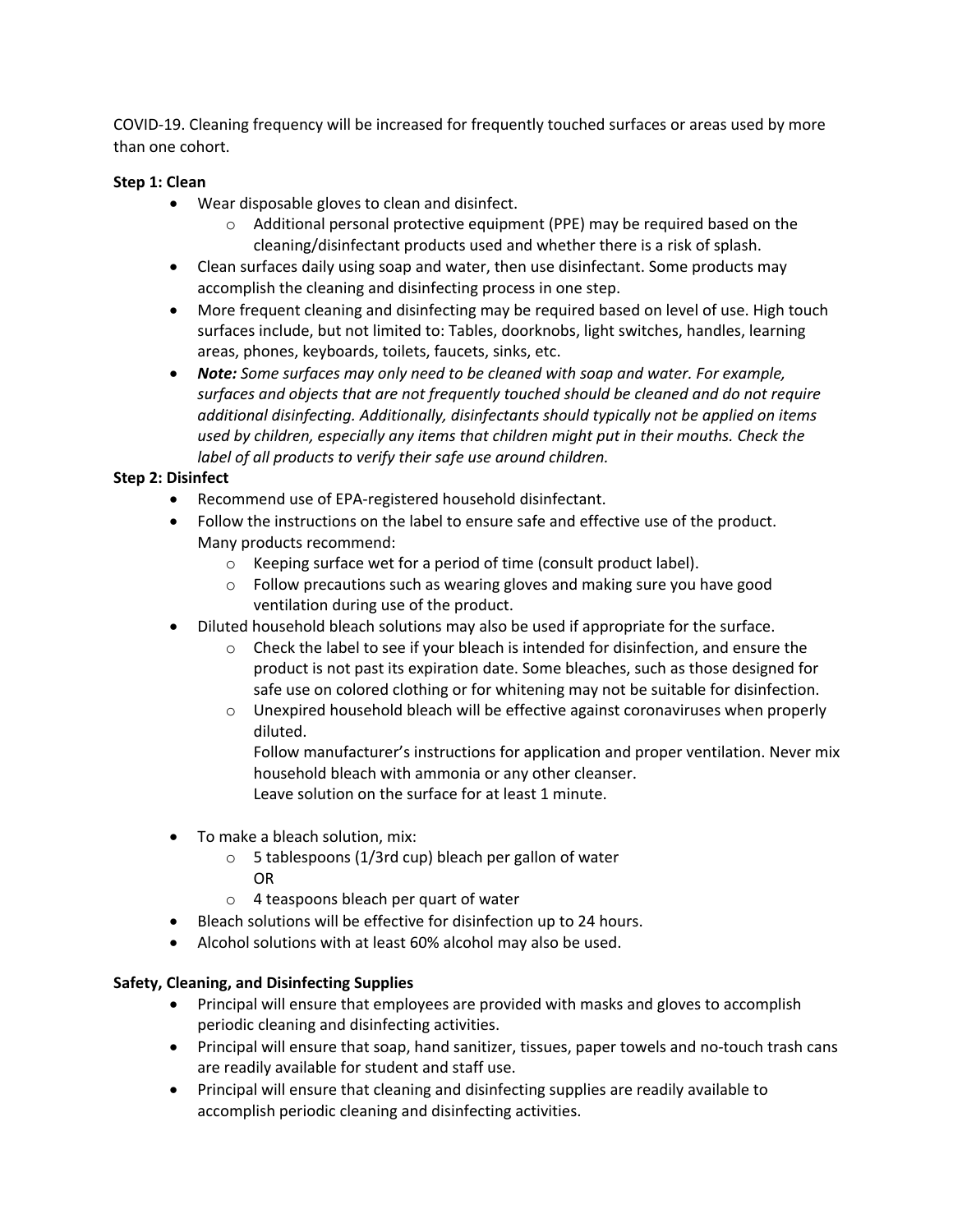COVID-19. Cleaning frequency will be increased for frequently touched surfaces or areas used by more than one cohort.

**Step 1: Clean**

- Wear disposable gloves to clean and disinfect.
  - Additional personal protective equipment (PPE) may be required based on the cleaning/disinfectant products used and whether there is a risk of splash.
- Clean surfaces daily using soap and water, then use disinfectant. Some products may accomplish the cleaning and disinfecting process in one step.
- More frequent cleaning and disinfecting may be required based on level of use. High touch surfaces include, but not limited to: Tables, doorknobs, light switches, handles, learning areas, phones, keyboards, toilets, faucets, sinks, etc.
- ***Note:*** *Some surfaces may only need to be cleaned with soap and water. For example, surfaces and objects that are not frequently touched should be cleaned and do not require additional disinfecting. Additionally, disinfectants should typically not be applied on items used by children, especially any items that children might put in their mouths. Check the label of all products to verify their safe use around children.*

**Step 2: Disinfect**

- Recommend use of EPA-registered household disinfectant.
- Follow the instructions on the label to ensure safe and effective use of the product. Many products recommend:
  - Keeping surface wet for a period of time (consult product label).
  - Follow precautions such as wearing gloves and making sure you have good ventilation during use of the product.
- Diluted household bleach solutions may also be used if appropriate for the surface.
  - Check the label to see if your bleach is intended for disinfection, and ensure the product is not past its expiration date. Some bleaches, such as those designed for safe use on colored clothing or for whitening may not be suitable for disinfection.
  - Unexpired household bleach will be effective against coronaviruses when properly diluted.
    Follow manufacturer's instructions for application and proper ventilation. Never mix household bleach with ammonia or any other cleanser.
    Leave solution on the surface for at least 1 minute.
- To make a bleach solution, mix:
  - 5 tablespoons (1/3rd cup) bleach per gallon of water
    OR
  - 4 teaspoons bleach per quart of water
- Bleach solutions will be effective for disinfection up to 24 hours.
- Alcohol solutions with at least 60% alcohol may also be used.

**Safety, Cleaning, and Disinfecting Supplies**

- Principal will ensure that employees are provided with masks and gloves to accomplish periodic cleaning and disinfecting activities.
- Principal will ensure that soap, hand sanitizer, tissues, paper towels and no-touch trash cans are readily available for student and staff use.
- Principal will ensure that cleaning and disinfecting supplies are readily available to accomplish periodic cleaning and disinfecting activities.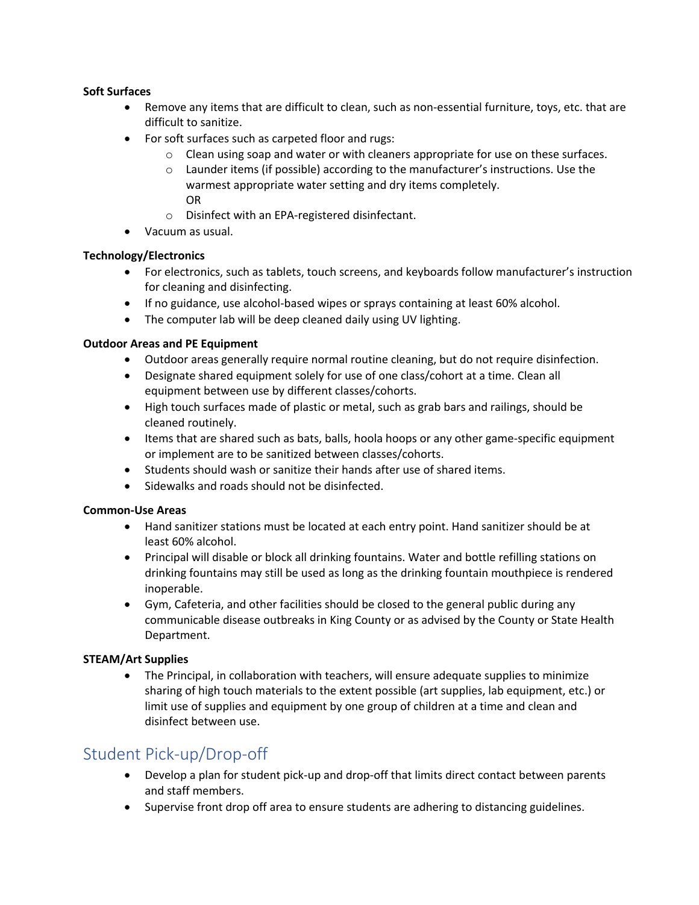**Soft Surfaces**

- Remove any items that are difficult to clean, such as non-essential furniture, toys, etc. that are difficult to sanitize.
- For soft surfaces such as carpeted floor and rugs:
  - Clean using soap and water or with cleaners appropriate for use on these surfaces.
  - Launder items (if possible) according to the manufacturer's instructions. Use the warmest appropriate water setting and dry items completely.
    OR
  - Disinfect with an EPA-registered disinfectant.
- Vacuum as usual.

**Technology/Electronics**

- For electronics, such as tablets, touch screens, and keyboards follow manufacturer's instruction for cleaning and disinfecting.
- If no guidance, use alcohol-based wipes or sprays containing at least 60% alcohol.
- The computer lab will be deep cleaned daily using UV lighting.

**Outdoor Areas and PE Equipment**

- Outdoor areas generally require normal routine cleaning, but do not require disinfection.
- Designate shared equipment solely for use of one class/cohort at a time. Clean all equipment between use by different classes/cohorts.
- High touch surfaces made of plastic or metal, such as grab bars and railings, should be cleaned routinely.
- Items that are shared such as bats, balls, hoola hoops or any other game-specific equipment or implement are to be sanitized between classes/cohorts.
- Students should wash or sanitize their hands after use of shared items.
- Sidewalks and roads should not be disinfected.

**Common-Use Areas**

- Hand sanitizer stations must be located at each entry point. Hand sanitizer should be at least 60% alcohol.
- Principal will disable or block all drinking fountains. Water and bottle refilling stations on drinking fountains may still be used as long as the drinking fountain mouthpiece is rendered inoperable.
- Gym, Cafeteria, and other facilities should be closed to the general public during any communicable disease outbreaks in King County or as advised by the County or State Health Department.

**STEAM/Art Supplies**

- The Principal, in collaboration with teachers, will ensure adequate supplies to minimize sharing of high touch materials to the extent possible (art supplies, lab equipment, etc.) or limit use of supplies and equipment by one group of children at a time and clean and disinfect between use.

## Student Pick-up/Drop-off

- Develop a plan for student pick-up and drop-off that limits direct contact between parents and staff members.
- Supervise front drop off area to ensure students are adhering to distancing guidelines.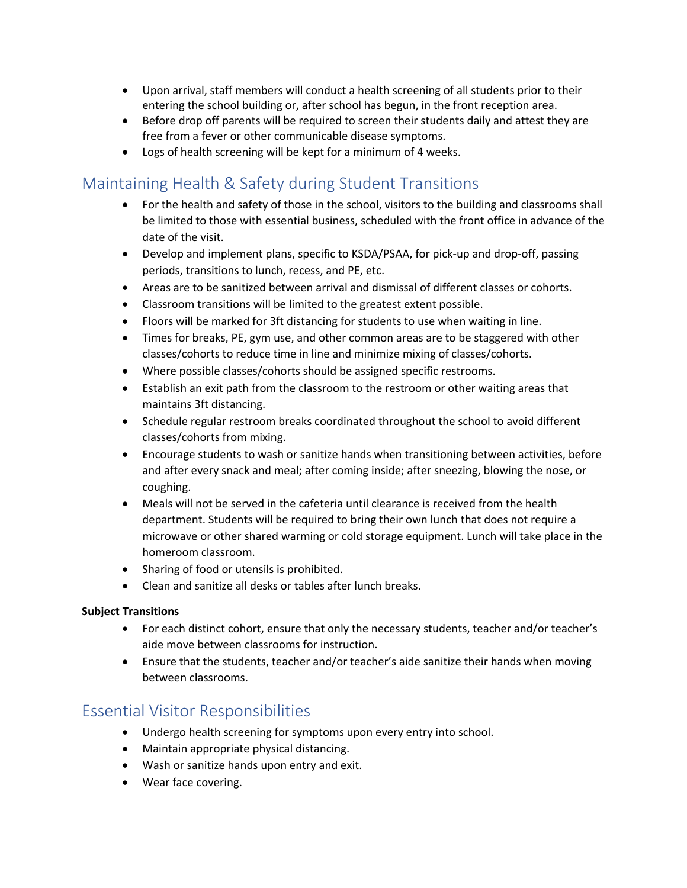- Upon arrival, staff members will conduct a health screening of all students prior to their entering the school building or, after school has begun, in the front reception area.
- Before drop off parents will be required to screen their students daily and attest they are free from a fever or other communicable disease symptoms.
- Logs of health screening will be kept for a minimum of 4 weeks.

## Maintaining Health & Safety during Student Transitions

- For the health and safety of those in the school, visitors to the building and classrooms shall be limited to those with essential business, scheduled with the front office in advance of the date of the visit.
- Develop and implement plans, specific to KSDA/PSAA, for pick-up and drop-off, passing periods, transitions to lunch, recess, and PE, etc.
- Areas are to be sanitized between arrival and dismissal of different classes or cohorts.
- Classroom transitions will be limited to the greatest extent possible.
- Floors will be marked for 3ft distancing for students to use when waiting in line.
- Times for breaks, PE, gym use, and other common areas are to be staggered with other classes/cohorts to reduce time in line and minimize mixing of classes/cohorts.
- Where possible classes/cohorts should be assigned specific restrooms.
- Establish an exit path from the classroom to the restroom or other waiting areas that maintains 3ft distancing.
- Schedule regular restroom breaks coordinated throughout the school to avoid different classes/cohorts from mixing.
- Encourage students to wash or sanitize hands when transitioning between activities, before and after every snack and meal; after coming inside; after sneezing, blowing the nose, or coughing.
- Meals will not be served in the cafeteria until clearance is received from the health department. Students will be required to bring their own lunch that does not require a microwave or other shared warming or cold storage equipment. Lunch will take place in the homeroom classroom.
- Sharing of food or utensils is prohibited.
- Clean and sanitize all desks or tables after lunch breaks.

**Subject Transitions**

- For each distinct cohort, ensure that only the necessary students, teacher and/or teacher's aide move between classrooms for instruction.
- Ensure that the students, teacher and/or teacher's aide sanitize their hands when moving between classrooms.

## Essential Visitor Responsibilities

- Undergo health screening for symptoms upon every entry into school.
- Maintain appropriate physical distancing.
- Wash or sanitize hands upon entry and exit.
- Wear face covering.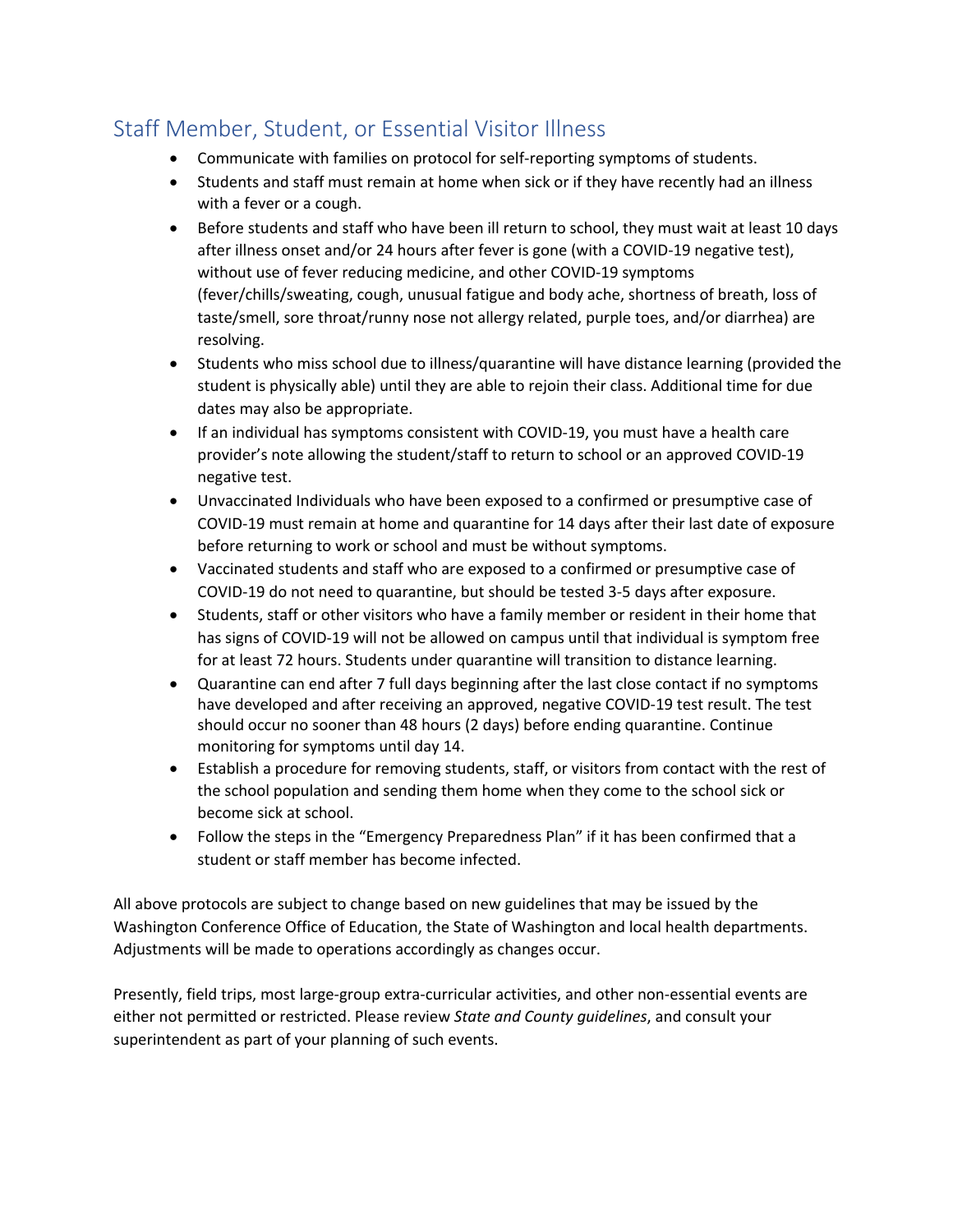## Staff Member, Student, or Essential Visitor Illness

- Communicate with families on protocol for self-reporting symptoms of students.
- Students and staff must remain at home when sick or if they have recently had an illness with a fever or a cough.
- Before students and staff who have been ill return to school, they must wait at least 10 days after illness onset and/or 24 hours after fever is gone (with a COVID-19 negative test), without use of fever reducing medicine, and other COVID-19 symptoms (fever/chills/sweating, cough, unusual fatigue and body ache, shortness of breath, loss of taste/smell, sore throat/runny nose not allergy related, purple toes, and/or diarrhea) are resolving.
- Students who miss school due to illness/quarantine will have distance learning (provided the student is physically able) until they are able to rejoin their class. Additional time for due dates may also be appropriate.
- If an individual has symptoms consistent with COVID-19, you must have a health care provider's note allowing the student/staff to return to school or an approved COVID-19 negative test.
- Unvaccinated Individuals who have been exposed to a confirmed or presumptive case of COVID-19 must remain at home and quarantine for 14 days after their last date of exposure before returning to work or school and must be without symptoms.
- Vaccinated students and staff who are exposed to a confirmed or presumptive case of COVID-19 do not need to quarantine, but should be tested 3-5 days after exposure.
- Students, staff or other visitors who have a family member or resident in their home that has signs of COVID-19 will not be allowed on campus until that individual is symptom free for at least 72 hours. Students under quarantine will transition to distance learning.
- Quarantine can end after 7 full days beginning after the last close contact if no symptoms have developed and after receiving an approved, negative COVID-19 test result. The test should occur no sooner than 48 hours (2 days) before ending quarantine. Continue monitoring for symptoms until day 14.
- Establish a procedure for removing students, staff, or visitors from contact with the rest of the school population and sending them home when they come to the school sick or become sick at school.
- Follow the steps in the "Emergency Preparedness Plan" if it has been confirmed that a student or staff member has become infected.

All above protocols are subject to change based on new guidelines that may be issued by the Washington Conference Office of Education, the State of Washington and local health departments. Adjustments will be made to operations accordingly as changes occur.

Presently, field trips, most large-group extra-curricular activities, and other non-essential events are either not permitted or restricted. Please review *State and County guidelines*, and consult your superintendent as part of your planning of such events.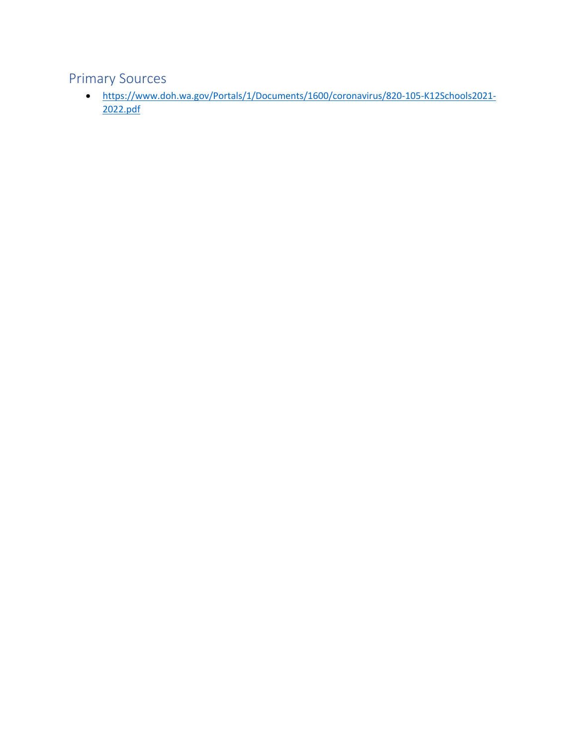## Primary Sources

- https://www.doh.wa.gov/Portals/1/Documents/1600/coronavirus/820-105-K12Schools2021-2022.pdf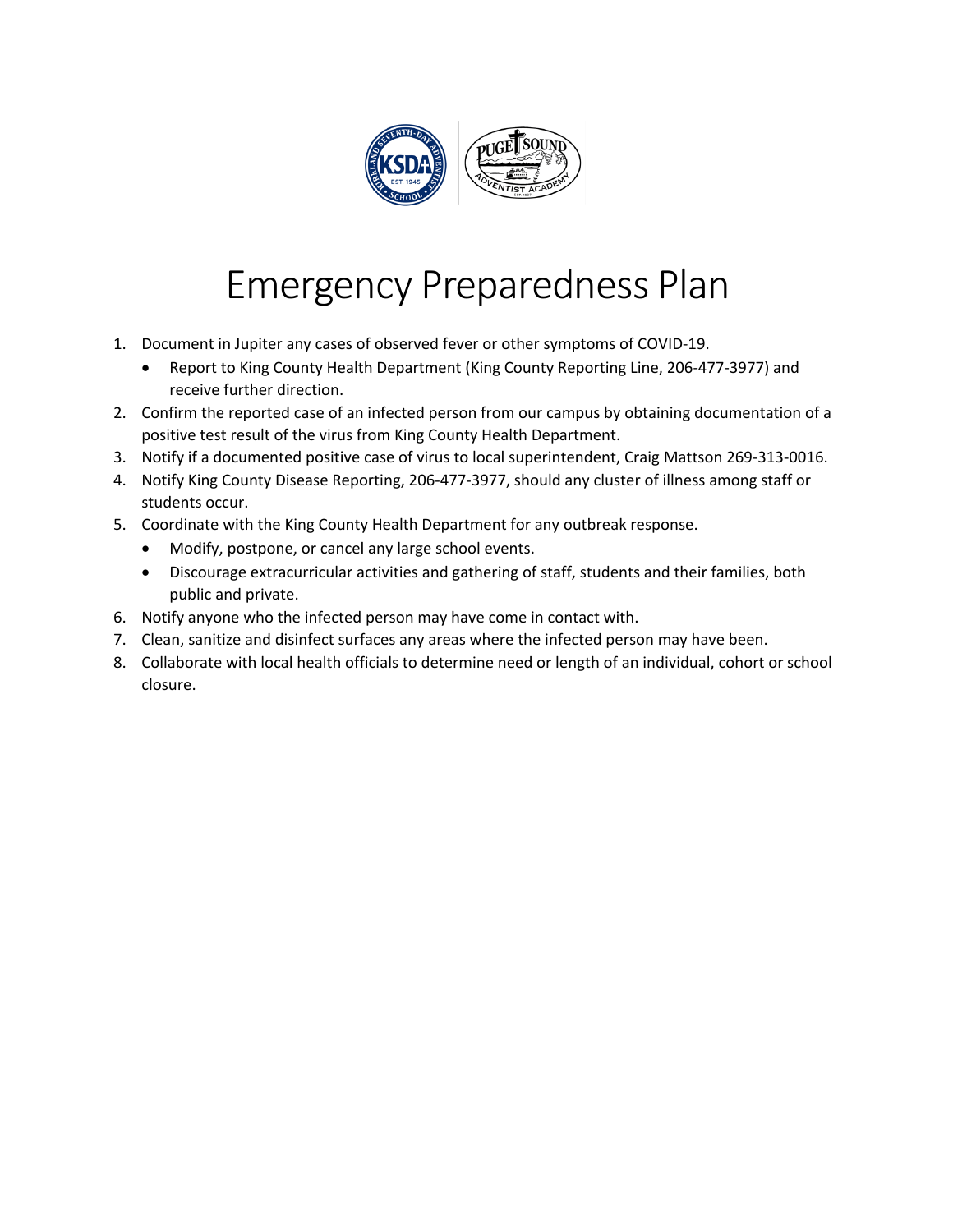# Emergency Preparedness Plan

1. Document in Jupiter any cases of observed fever or other symptoms of COVID-19.
   - Report to King County Health Department (King County Reporting Line, 206-477-3977) and receive further direction.
2. Confirm the reported case of an infected person from our campus by obtaining documentation of a positive test result of the virus from King County Health Department.
3. Notify if a documented positive case of virus to local superintendent, Craig Mattson 269-313-0016.
4. Notify King County Disease Reporting, 206-477-3977, should any cluster of illness among staff or students occur.
5. Coordinate with the King County Health Department for any outbreak response.
   - Modify, postpone, or cancel any large school events.
   - Discourage extracurricular activities and gathering of staff, students and their families, both public and private.
6. Notify anyone who the infected person may have come in contact with.
7. Clean, sanitize and disinfect surfaces any areas where the infected person may have been.
8. Collaborate with local health officials to determine need or length of an individual, cohort or school closure.